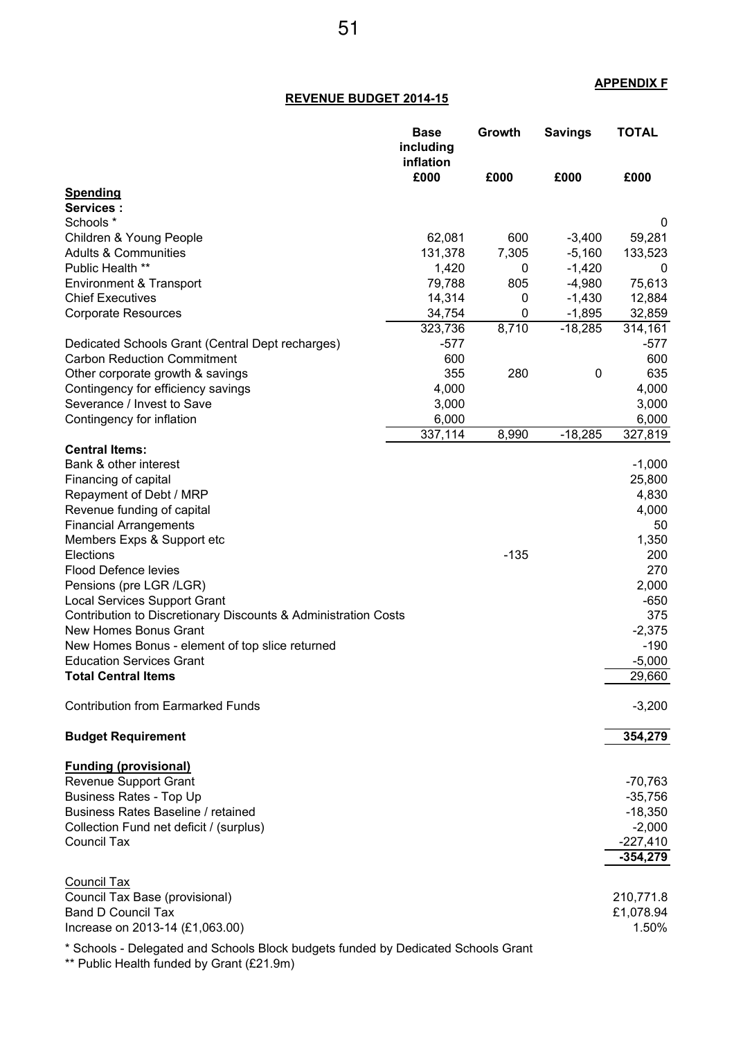**APPENDIX F**

## REVENUE BUDGET 2014-15

| | Base including inflation | Growth | Savings | TOTAL |
|---|---|---|---|---|
| | £000 | £000 | £000 | £000 |
| **Spending** | | | | |
| **Services :** | | | | |
| Schools * | | | | 0 |
| Children & Young People | 62,081 | 600 | -3,400 | 59,281 |
| Adults & Communities | 131,378 | 7,305 | -5,160 | 133,523 |
| Public Health ** | 1,420 | 0 | -1,420 | 0 |
| Environment & Transport | 79,788 | 805 | -4,980 | 75,613 |
| Chief Executives | 14,314 | 0 | -1,430 | 12,884 |
| Corporate Resources | 34,754 | 0 | -1,895 | 32,859 |
| | 323,736 | 8,710 | -18,285 | 314,161 |
| Dedicated Schools Grant (Central Dept recharges) | -577 | | | -577 |
| Carbon Reduction Commitment | 600 | | | 600 |
| Other corporate growth & savings | 355 | 280 | 0 | 635 |
| Contingency for efficiency savings | 4,000 | | | 4,000 |
| Severance / Invest to Save | 3,000 | | | 3,000 |
| Contingency for inflation | 6,000 | | | 6,000 |
| | 337,114 | 8,990 | -18,285 | 327,819 |
| **Central Items:** | | | | |
| Bank & other interest | | | | -1,000 |
| Financing of capital | | | | 25,800 |
| Repayment of Debt / MRP | | | | 4,830 |
| Revenue funding of capital | | | | 4,000 |
| Financial Arrangements | | | | 50 |
| Members Exps & Support etc | | | | 1,350 |
| Elections | | -135 | | 200 |
| Flood Defence levies | | | | 270 |
| Pensions (pre LGR /LGR) | | | | 2,000 |
| Local Services Support Grant | | | | -650 |
| Contribution to Discretionary Discounts & Administration Costs | | | | 375 |
| New Homes Bonus Grant | | | | -2,375 |
| New Homes Bonus - element of top slice returned | | | | -190 |
| Education Services Grant | | | | -5,000 |
| **Total Central Items** | | | | 29,660 |
| Contribution from Earmarked Funds | | | | -3,200 |
| **Budget Requirement** | | | | **354,279** |
| **Funding (provisional)** | | | | |
| Revenue Support Grant | | | | -70,763 |
| Business Rates - Top Up | | | | -35,756 |
| Business Rates Baseline / retained | | | | -18,350 |
| Collection Fund net deficit / (surplus) | | | | -2,000 |
| Council Tax | | | | -227,410 |
| | | | | **-354,279** |
| Council Tax | | | | |
| Council Tax Base (provisional) | | | | 210,771.8 |
| Band D Council Tax | | | | £1,078.94 |
| Increase on 2013-14 (£1,063.00) | | | | 1.50% |

\* Schools - Delegated and Schools Block budgets funded by Dedicated Schools Grant

** Public Health funded by Grant (£21.9m)